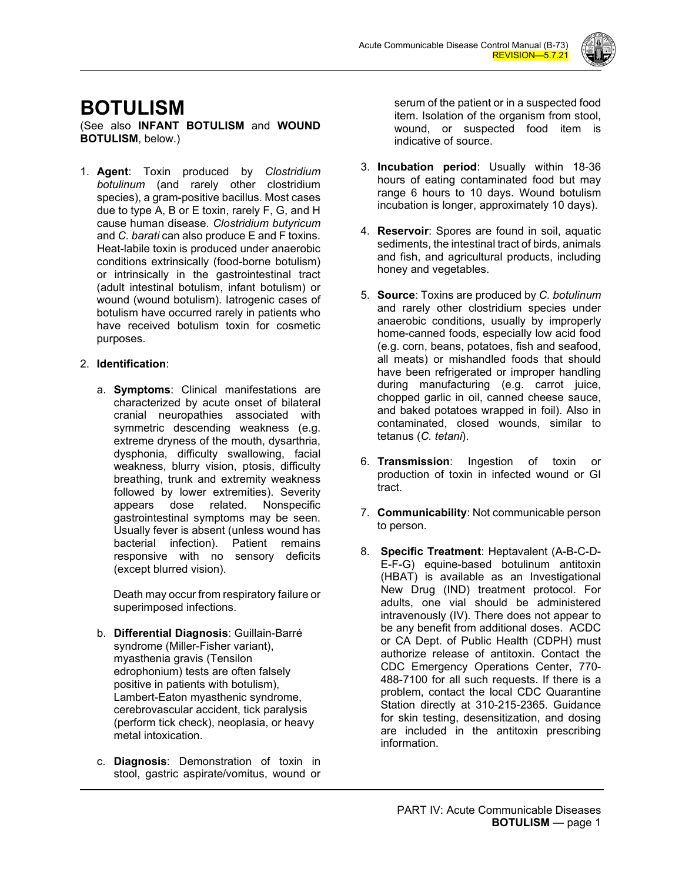# BOTULISM

(See also **INFANT BOTULISM** and **WOUND BOTULISM**, below.)

1. **Agent**: Toxin produced by *Clostridium botulinum* (and rarely other clostridium species), a gram-positive bacillus. Most cases due to type A, B or E toxin, rarely F, G, and H cause human disease. *Clostridium butyricum* and *C. barati* can also produce E and F toxins. Heat-labile toxin is produced under anaerobic conditions extrinsically (food-borne botulism) or intrinsically in the gastrointestinal tract (adult intestinal botulism, infant botulism) or wound (wound botulism). Iatrogenic cases of botulism have occurred rarely in patients who have received botulism toxin for cosmetic purposes.

2. **Identification**:

   a. **Symptoms**: Clinical manifestations are characterized by acute onset of bilateral cranial neuropathies associated with symmetric descending weakness (e.g. extreme dryness of the mouth, dysarthria, dysphonia, difficulty swallowing, facial weakness, blurry vision, ptosis, difficulty breathing, trunk and extremity weakness followed by lower extremities). Severity appears dose related. Nonspecific gastrointestinal symptoms may be seen. Usually fever is absent (unless wound has bacterial infection). Patient remains responsive with no sensory deficits (except blurred vision).

      Death may occur from respiratory failure or superimposed infections.

   b. **Differential Diagnosis**: Guillain-Barré syndrome (Miller-Fisher variant), myasthenia gravis (Tensilon edrophonium) tests are often falsely positive in patients with botulism), Lambert-Eaton myasthenic syndrome, cerebrovascular accident, tick paralysis (perform tick check), neoplasia, or heavy metal intoxication.

   c. **Diagnosis**: Demonstration of toxin in stool, gastric aspirate/vomitus, wound or serum of the patient or in a suspected food item. Isolation of the organism from stool, wound, or suspected food item is indicative of source.

3. **Incubation period**: Usually within 18-36 hours of eating contaminated food but may range 6 hours to 10 days. Wound botulism incubation is longer, approximately 10 days).

4. **Reservoir**: Spores are found in soil, aquatic sediments, the intestinal tract of birds, animals and fish, and agricultural products, including honey and vegetables.

5. **Source**: Toxins are produced by *C. botulinum* and rarely other clostridium species under anaerobic conditions, usually by improperly home-canned foods, especially low acid food (e.g. corn, beans, potatoes, fish and seafood, all meats) or mishandled foods that should have been refrigerated or improper handling during manufacturing (e.g. carrot juice, chopped garlic in oil, canned cheese sauce, and baked potatoes wrapped in foil). Also in contaminated, closed wounds, similar to tetanus (*C. tetani*).

6. **Transmission**: Ingestion of toxin or production of toxin in infected wound or GI tract.

7. **Communicability**: Not communicable person to person.

8. **Specific Treatment**: Heptavalent (A-B-C-D-E-F-G) equine-based botulinum antitoxin (HBAT) is available as an Investigational New Drug (IND) treatment protocol. For adults, one vial should be administered intravenously (IV). There does not appear to be any benefit from additional doses. ACDC or CA Dept. of Public Health (CDPH) must authorize release of antitoxin. Contact the CDC Emergency Operations Center, 770-488-7100 for all such requests. If there is a problem, contact the local CDC Quarantine Station directly at 310-215-2365. Guidance for skin testing, desensitization, and dosing are included in the antitoxin prescribing information.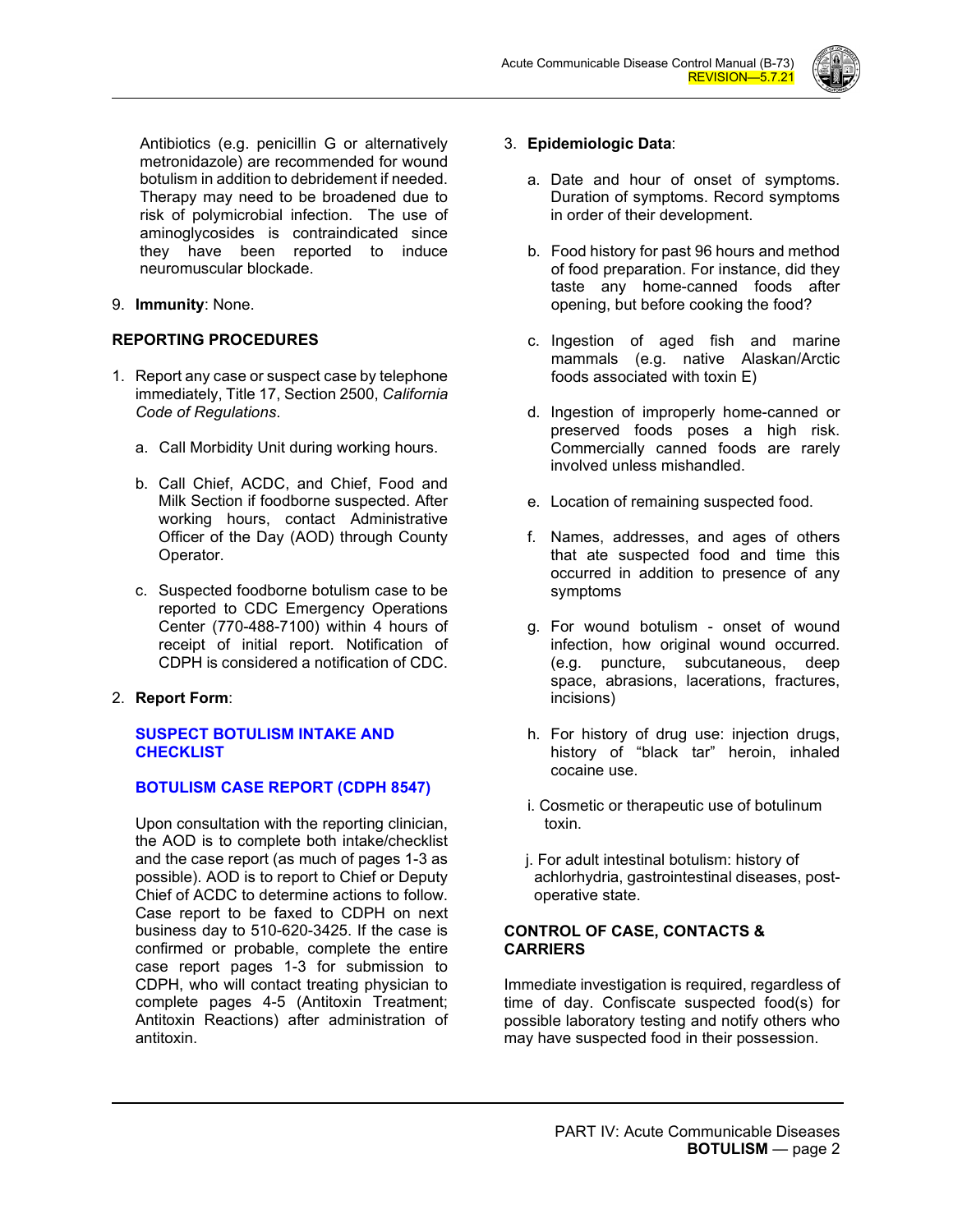Antibiotics (e.g. penicillin G or alternatively metronidazole) are recommended for wound botulism in addition to debridement if needed. Therapy may need to be broadened due to risk of polymicrobial infection. The use of aminoglycosides is contraindicated since they have been reported to induce neuromuscular blockade.

9. **Immunity**: None.

## REPORTING PROCEDURES

1. Report any case or suspect case by telephone immediately, Title 17, Section 2500, *California Code of Regulations*.

   a. Call Morbidity Unit during working hours.

   b. Call Chief, ACDC, and Chief, Food and Milk Section if foodborne suspected. After working hours, contact Administrative Officer of the Day (AOD) through County Operator.

   c. Suspected foodborne botulism case to be reported to CDC Emergency Operations Center (770-488-7100) within 4 hours of receipt of initial report. Notification of CDPH is considered a notification of CDC.

2. **Report Form**:

   **SUSPECT BOTULISM INTAKE AND CHECKLIST**

   **BOTULISM CASE REPORT (CDPH 8547)**

   Upon consultation with the reporting clinician, the AOD is to complete both intake/checklist and the case report (as much of pages 1-3 as possible). AOD is to report to Chief or Deputy Chief of ACDC to determine actions to follow. Case report to be faxed to CDPH on next business day to 510-620-3425. If the case is confirmed or probable, complete the entire case report pages 1-3 for submission to CDPH, who will contact treating physician to complete pages 4-5 (Antitoxin Treatment; Antitoxin Reactions) after administration of antitoxin.

3. **Epidemiologic Data**:

   a. Date and hour of onset of symptoms. Duration of symptoms. Record symptoms in order of their development.

   b. Food history for past 96 hours and method of food preparation. For instance, did they taste any home-canned foods after opening, but before cooking the food?

   c. Ingestion of aged fish and marine mammals (e.g. native Alaskan/Arctic foods associated with toxin E)

   d. Ingestion of improperly home-canned or preserved foods poses a high risk. Commercially canned foods are rarely involved unless mishandled.

   e. Location of remaining suspected food.

   f. Names, addresses, and ages of others that ate suspected food and time this occurred in addition to presence of any symptoms

   g. For wound botulism - onset of wound infection, how original wound occurred. (e.g. puncture, subcutaneous, deep space, abrasions, lacerations, fractures, incisions)

   h. For history of drug use: injection drugs, history of "black tar" heroin, inhaled cocaine use.

   i. Cosmetic or therapeutic use of botulinum toxin.

   j. For adult intestinal botulism: history of achlorhydria, gastrointestinal diseases, post-operative state.

## CONTROL OF CASE, CONTACTS & CARRIERS

Immediate investigation is required, regardless of time of day. Confiscate suspected food(s) for possible laboratory testing and notify others who may have suspected food in their possession.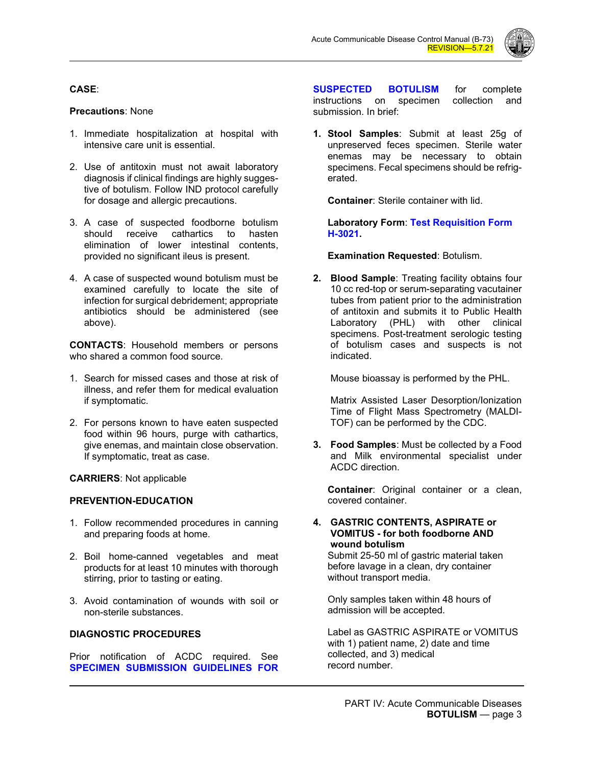**CASE**:

**Precautions**: None

1. Immediate hospitalization at hospital with intensive care unit is essential.

2. Use of antitoxin must not await laboratory diagnosis if clinical findings are highly suggestive of botulism. Follow IND protocol carefully for dosage and allergic precautions.

3. A case of suspected foodborne botulism should receive cathartics to hasten elimination of lower intestinal contents, provided no significant ileus is present.

4. A case of suspected wound botulism must be examined carefully to locate the site of infection for surgical debridement; appropriate antibiotics should be administered (see above).

**CONTACTS**: Household members or persons who shared a common food source.

1. Search for missed cases and those at risk of illness, and refer them for medical evaluation if symptomatic.

2. For persons known to have eaten suspected food within 96 hours, purge with cathartics, give enemas, and maintain close observation. If symptomatic, treat as case.

**CARRIERS**: Not applicable

**PREVENTION-EDUCATION**

1. Follow recommended procedures in canning and preparing foods at home.

2. Boil home-canned vegetables and meat products for at least 10 minutes with thorough stirring, prior to tasting or eating.

3. Avoid contamination of wounds with soil or non-sterile substances.

**DIAGNOSTIC PROCEDURES**

Prior notification of ACDC required. See **SPECIMEN SUBMISSION GUIDELINES FOR SUSPECTED BOTULISM** for complete instructions on specimen collection and submission. In brief:

1. **Stool Samples**: Submit at least 25g of unpreserved feces specimen. Sterile water enemas may be necessary to obtain specimens. Fecal specimens should be refrigerated.

   **Container**: Sterile container with lid.

   **Laboratory Form**: **Test Requisition Form H-3021.**

   **Examination Requested**: Botulism.

2. **Blood Sample**: Treating facility obtains four 10 cc red-top or serum-separating vacutainer tubes from patient prior to the administration of antitoxin and submits it to Public Health Laboratory (PHL) with other clinical specimens. Post-treatment serologic testing of botulism cases and suspects is not indicated.

   Mouse bioassay is performed by the PHL.

   Matrix Assisted Laser Desorption/Ionization Time of Flight Mass Spectrometry (MALDI-TOF) can be performed by the CDC.

3. **Food Samples**: Must be collected by a Food and Milk environmental specialist under ACDC direction.

   **Container**: Original container or a clean, covered container.

4. **GASTRIC CONTENTS, ASPIRATE or VOMITUS - for both foodborne AND wound botulism**
   Submit 25-50 ml of gastric material taken before lavage in a clean, dry container without transport media.

   Only samples taken within 48 hours of admission will be accepted.

   Label as GASTRIC ASPIRATE or VOMITUS with 1) patient name, 2) date and time collected, and 3) medical record number.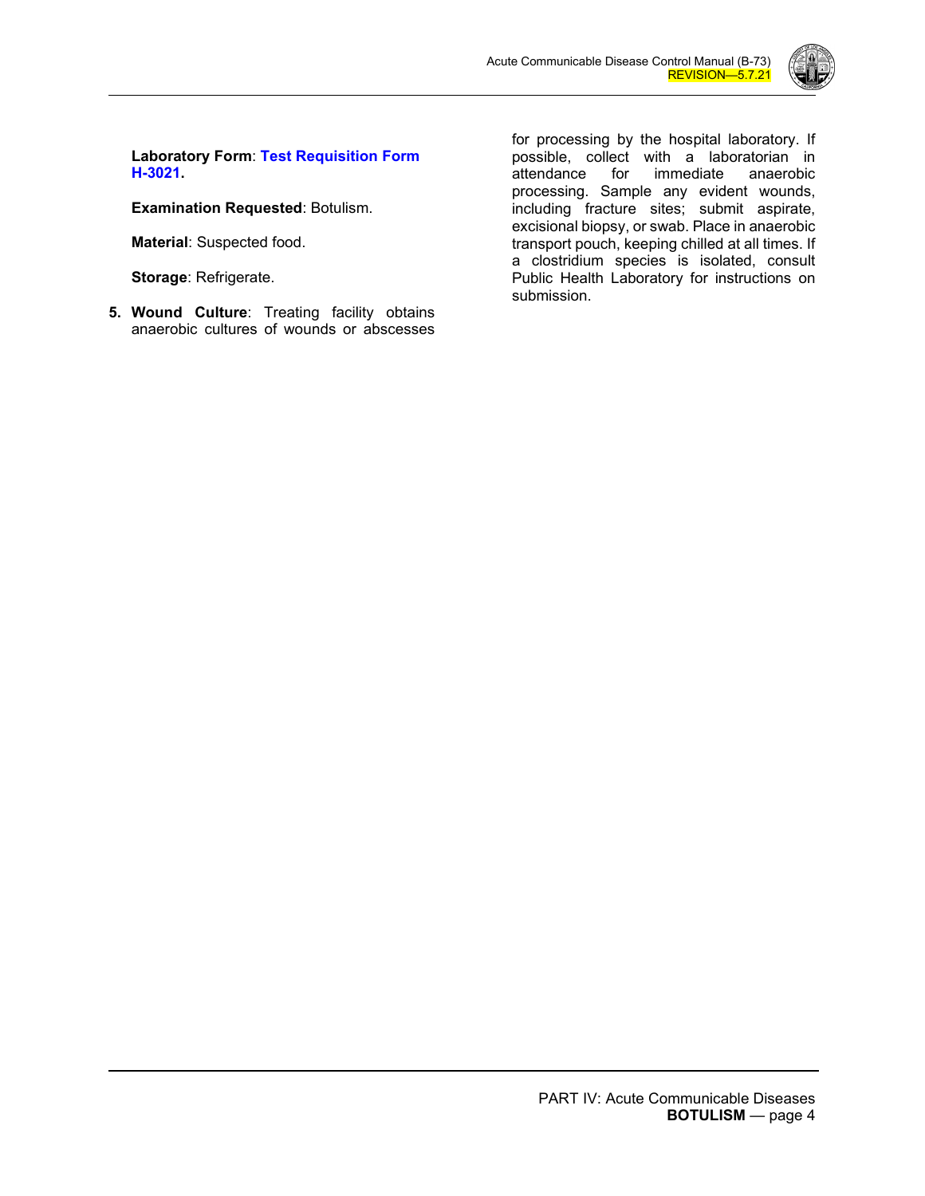**Laboratory Form**: **Test Requisition Form H-3021.**

**Examination Requested**: Botulism.

**Material**: Suspected food.

**Storage**: Refrigerate.

5. **Wound Culture**: Treating facility obtains anaerobic cultures of wounds or abscesses for processing by the hospital laboratory. If possible, collect with a laboratorian in attendance for immediate anaerobic processing. Sample any evident wounds, including fracture sites; submit aspirate, excisional biopsy, or swab. Place in anaerobic transport pouch, keeping chilled at all times. If a clostridium species is isolated, consult Public Health Laboratory for instructions on submission.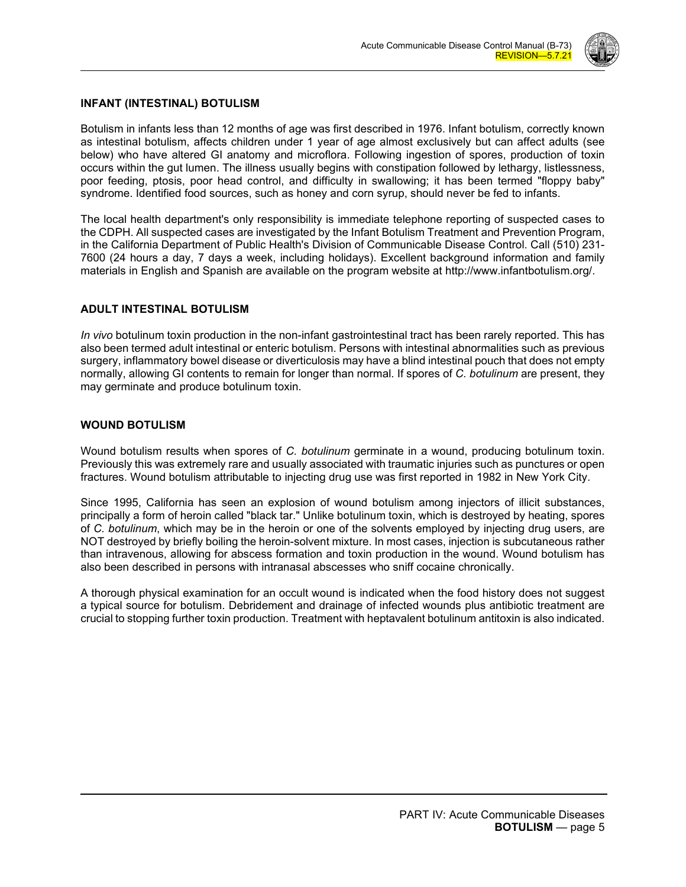## INFANT (INTESTINAL) BOTULISM

Botulism in infants less than 12 months of age was first described in 1976. Infant botulism, correctly known as intestinal botulism, affects children under 1 year of age almost exclusively but can affect adults (see below) who have altered GI anatomy and microflora. Following ingestion of spores, production of toxin occurs within the gut lumen. The illness usually begins with constipation followed by lethargy, listlessness, poor feeding, ptosis, poor head control, and difficulty in swallowing; it has been termed "floppy baby" syndrome. Identified food sources, such as honey and corn syrup, should never be fed to infants.

The local health department's only responsibility is immediate telephone reporting of suspected cases to the CDPH. All suspected cases are investigated by the Infant Botulism Treatment and Prevention Program, in the California Department of Public Health's Division of Communicable Disease Control. Call (510) 231-7600 (24 hours a day, 7 days a week, including holidays). Excellent background information and family materials in English and Spanish are available on the program website at http://www.infantbotulism.org/.

## ADULT INTESTINAL BOTULISM

*In vivo* botulinum toxin production in the non-infant gastrointestinal tract has been rarely reported. This has also been termed adult intestinal or enteric botulism. Persons with intestinal abnormalities such as previous surgery, inflammatory bowel disease or diverticulosis may have a blind intestinal pouch that does not empty normally, allowing GI contents to remain for longer than normal. If spores of *C. botulinum* are present, they may germinate and produce botulinum toxin.

## WOUND BOTULISM

Wound botulism results when spores of *C. botulinum* germinate in a wound, producing botulinum toxin. Previously this was extremely rare and usually associated with traumatic injuries such as punctures or open fractures. Wound botulism attributable to injecting drug use was first reported in 1982 in New York City.

Since 1995, California has seen an explosion of wound botulism among injectors of illicit substances, principally a form of heroin called "black tar." Unlike botulinum toxin, which is destroyed by heating, spores of *C. botulinum*, which may be in the heroin or one of the solvents employed by injecting drug users, are NOT destroyed by briefly boiling the heroin-solvent mixture. In most cases, injection is subcutaneous rather than intravenous, allowing for abscess formation and toxin production in the wound. Wound botulism has also been described in persons with intranasal abscesses who sniff cocaine chronically.

A thorough physical examination for an occult wound is indicated when the food history does not suggest a typical source for botulism. Debridement and drainage of infected wounds plus antibiotic treatment are crucial to stopping further toxin production. Treatment with heptavalent botulinum antitoxin is also indicated.